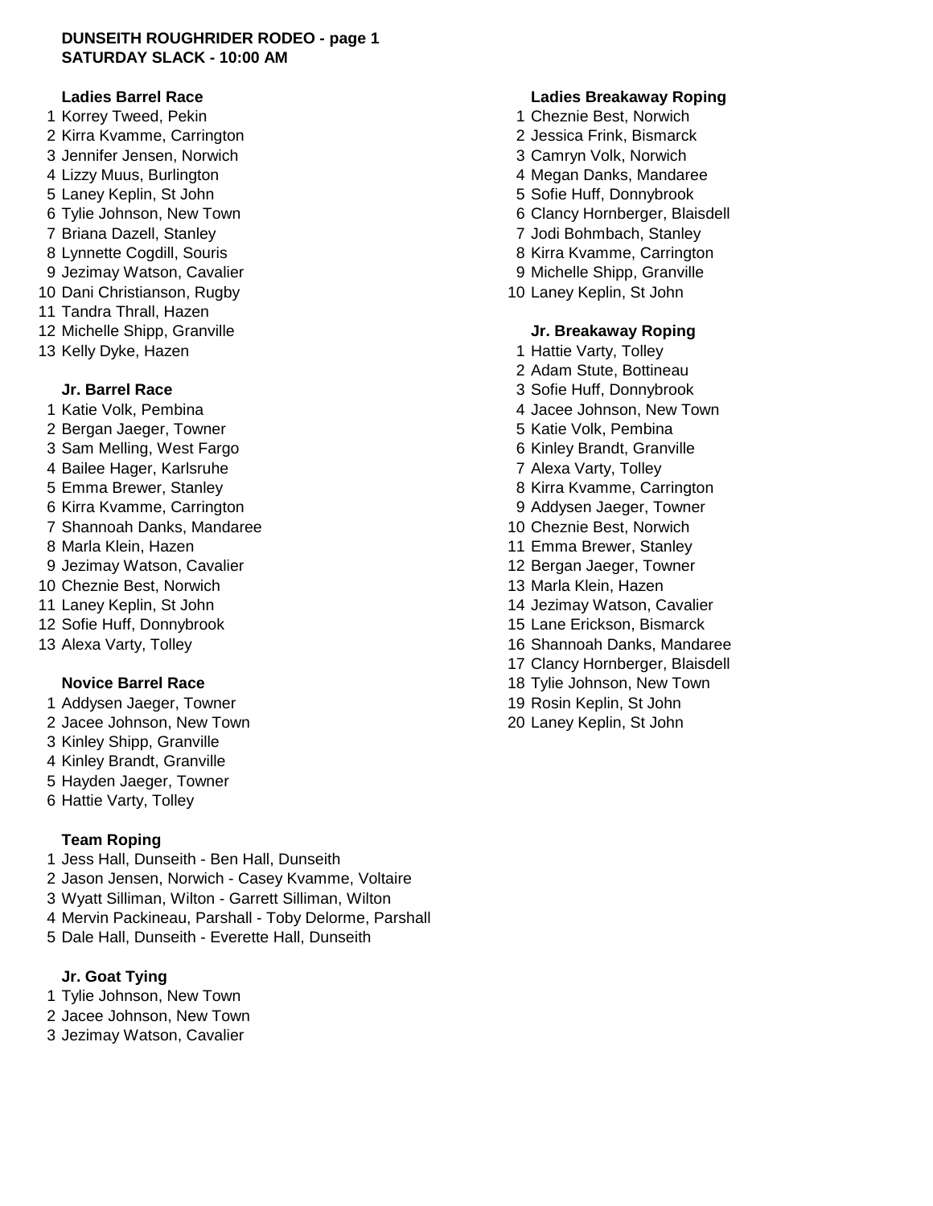**DUNSEITH ROUGHRIDER RODEO - page 1**
**SATURDAY SLACK - 10:00 AM**

### Ladies Barrel Race

1 Korrey Tweed, Pekin
2 Kirra Kvamme, Carrington
3 Jennifer Jensen, Norwich
4 Lizzy Muus, Burlington
5 Laney Keplin, St John
6 Tylie Johnson, New Town
7 Briana Dazell, Stanley
8 Lynnette Cogdill, Souris
9 Jezimay Watson, Cavalier
10 Dani Christianson, Rugby
11 Tandra Thrall, Hazen
12 Michelle Shipp, Granville
13 Kelly Dyke, Hazen

### Jr. Barrel Race

1 Katie Volk, Pembina
2 Bergan Jaeger, Towner
3 Sam Melling, West Fargo
4 Bailee Hager, Karlsruhe
5 Emma Brewer, Stanley
6 Kirra Kvamme, Carrington
7 Shannoah Danks, Mandaree
8 Marla Klein, Hazen
9 Jezimay Watson, Cavalier
10 Cheznie Best, Norwich
11 Laney Keplin, St John
12 Sofie Huff, Donnybrook
13 Alexa Varty, Tolley

### Novice Barrel Race

1 Addysen Jaeger, Towner
2 Jacee Johnson, New Town
3 Kinley Shipp, Granville
4 Kinley Brandt, Granville
5 Hayden Jaeger, Towner
6 Hattie Varty, Tolley

### Team Roping

1 Jess Hall, Dunseith - Ben Hall, Dunseith
2 Jason Jensen, Norwich - Casey Kvamme, Voltaire
3 Wyatt Silliman, Wilton - Garrett Silliman, Wilton
4 Mervin Packineau, Parshall - Toby Delorme, Parshall
5 Dale Hall, Dunseith - Everette Hall, Dunseith

### Jr. Goat Tying

1 Tylie Johnson, New Town
2 Jacee Johnson, New Town
3 Jezimay Watson, Cavalier

### Ladies Breakaway Roping

1 Cheznie Best, Norwich
2 Jessica Frink, Bismarck
3 Camryn Volk, Norwich
4 Megan Danks, Mandaree
5 Sofie Huff, Donnybrook
6 Clancy Hornberger, Blaisdell
7 Jodi Bohmbach, Stanley
8 Kirra Kvamme, Carrington
9 Michelle Shipp, Granville
10 Laney Keplin, St John

### Jr. Breakaway Roping

1 Hattie Varty, Tolley
2 Adam Stute, Bottineau
3 Sofie Huff, Donnybrook
4 Jacee Johnson, New Town
5 Katie Volk, Pembina
6 Kinley Brandt, Granville
7 Alexa Varty, Tolley
8 Kirra Kvamme, Carrington
9 Addysen Jaeger, Towner
10 Cheznie Best, Norwich
11 Emma Brewer, Stanley
12 Bergan Jaeger, Towner
13 Marla Klein, Hazen
14 Jezimay Watson, Cavalier
15 Lane Erickson, Bismarck
16 Shannoah Danks, Mandaree
17 Clancy Hornberger, Blaisdell
18 Tylie Johnson, New Town
19 Rosin Keplin, St John
20 Laney Keplin, St John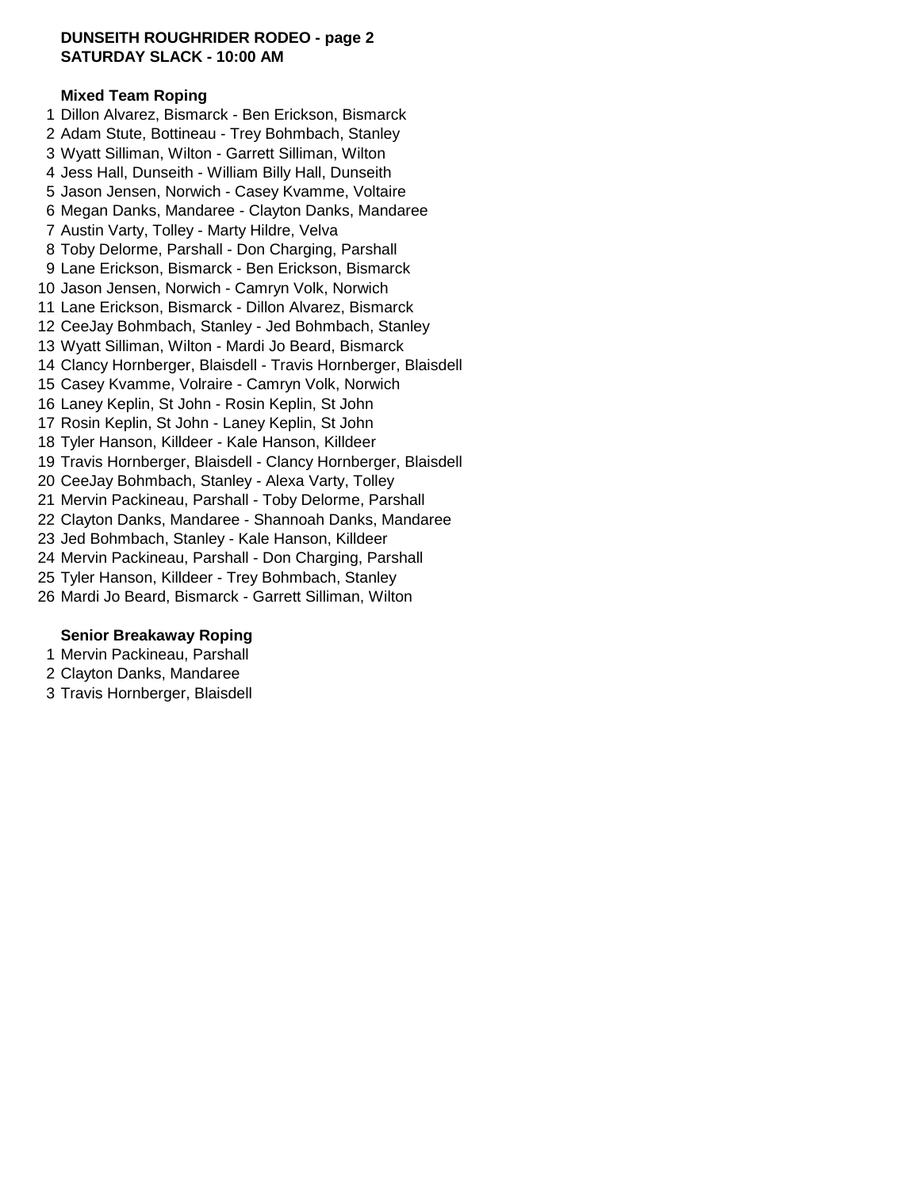**DUNSEITH ROUGHRIDER RODEO - page 2**
**SATURDAY SLACK - 10:00 AM**

**Mixed Team Roping**

1 Dillon Alvarez, Bismarck - Ben Erickson, Bismarck
2 Adam Stute, Bottineau - Trey Bohmbach, Stanley
3 Wyatt Silliman, Wilton - Garrett Silliman, Wilton
4 Jess Hall, Dunseith - William Billy Hall, Dunseith
5 Jason Jensen, Norwich - Casey Kvamme, Voltaire
6 Megan Danks, Mandaree - Clayton Danks, Mandaree
7 Austin Varty, Tolley - Marty Hildre, Velva
8 Toby Delorme, Parshall - Don Charging, Parshall
9 Lane Erickson, Bismarck - Ben Erickson, Bismarck
10 Jason Jensen, Norwich - Camryn Volk, Norwich
11 Lane Erickson, Bismarck - Dillon Alvarez, Bismarck
12 CeeJay Bohmbach, Stanley - Jed Bohmbach, Stanley
13 Wyatt Silliman, Wilton - Mardi Jo Beard, Bismarck
14 Clancy Hornberger, Blaisdell - Travis Hornberger, Blaisdell
15 Casey Kvamme, Volraire - Camryn Volk, Norwich
16 Laney Keplin, St John - Rosin Keplin, St John
17 Rosin Keplin, St John - Laney Keplin, St John
18 Tyler Hanson, Killdeer - Kale Hanson, Killdeer
19 Travis Hornberger, Blaisdell - Clancy Hornberger, Blaisdell
20 CeeJay Bohmbach, Stanley - Alexa Varty, Tolley
21 Mervin Packineau, Parshall - Toby Delorme, Parshall
22 Clayton Danks, Mandaree - Shannoah Danks, Mandaree
23 Jed Bohmbach, Stanley - Kale Hanson, Killdeer
24 Mervin Packineau, Parshall - Don Charging, Parshall
25 Tyler Hanson, Killdeer - Trey Bohmbach, Stanley
26 Mardi Jo Beard, Bismarck - Garrett Silliman, Wilton

**Senior Breakaway Roping**

1 Mervin Packineau, Parshall
2 Clayton Danks, Mandaree
3 Travis Hornberger, Blaisdell